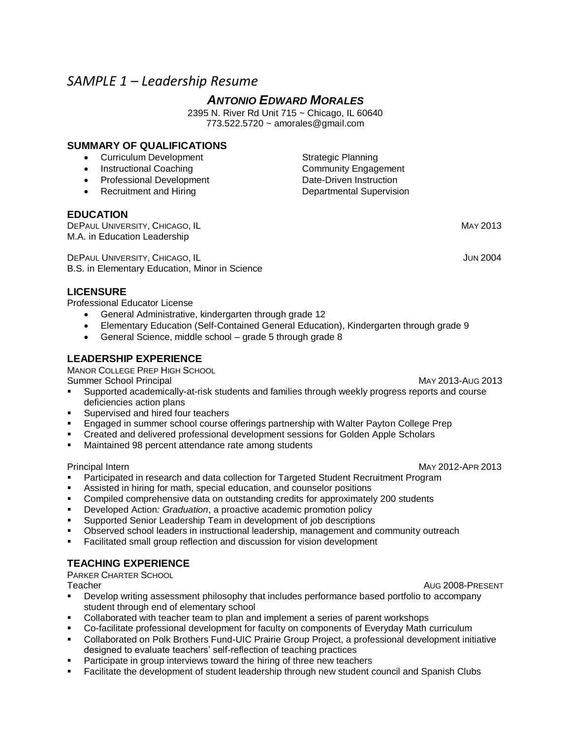# *SAMPLE 1 – Leadership Resume*

## ***ANTONIO EDWARD MORALES***

2395 N. River Rd Unit 715 ~ Chicago, IL 60640
773.522.5720 ~ amorales@gmail.com

### SUMMARY OF QUALIFICATIONS

- Curriculum Development
- Instructional Coaching
- Professional Development
- Recruitment and Hiring

Strategic Planning
Community Engagement
Date-Driven Instruction
Departmental Supervision

### EDUCATION

DEPAUL UNIVERSITY, CHICAGO, IL — MAY 2013
M.A. in Education Leadership

DEPAUL UNIVERSITY, CHICAGO, IL — JUN 2004
B.S. in Elementary Education, Minor in Science

### LICENSURE

Professional Educator License

- General Administrative, kindergarten through grade 12
- Elementary Education (Self-Contained General Education), Kindergarten through grade 9
- General Science, middle school – grade 5 through grade 8

### LEADERSHIP EXPERIENCE

MANOR COLLEGE PREP HIGH SCHOOL

Summer School Principal — MAY 2013-AUG 2013

- Supported academically-at-risk students and families through weekly progress reports and course deficiencies action plans
- Supervised and hired four teachers
- Engaged in summer school course offerings partnership with Walter Payton College Prep
- Created and delivered professional development sessions for Golden Apple Scholars
- Maintained 98 percent attendance rate among students

Principal Intern — MAY 2012-APR 2013

- Participated in research and data collection for Targeted Student Recruitment Program
- Assisted in hiring for math, special education, and counselor positions
- Compiled comprehensive data on outstanding credits for approximately 200 students
- Developed Action*: Graduation*, a proactive academic promotion policy
- Supported Senior Leadership Team in development of job descriptions
- Observed school leaders in instructional leadership, management and community outreach
- Facilitated small group reflection and discussion for vision development

### TEACHING EXPERIENCE

PARKER CHARTER SCHOOL

Teacher — AUG 2008-PRESENT

- Develop writing assessment philosophy that includes performance based portfolio to accompany student through end of elementary school
- Collaborated with teacher team to plan and implement a series of parent workshops
- Co-facilitate professional development for faculty on components of Everyday Math curriculum
- Collaborated on Polk Brothers Fund-UIC Prairie Group Project, a professional development initiative designed to evaluate teachers' self-reflection of teaching practices
- Participate in group interviews toward the hiring of three new teachers
- Facilitate the development of student leadership through new student council and Spanish Clubs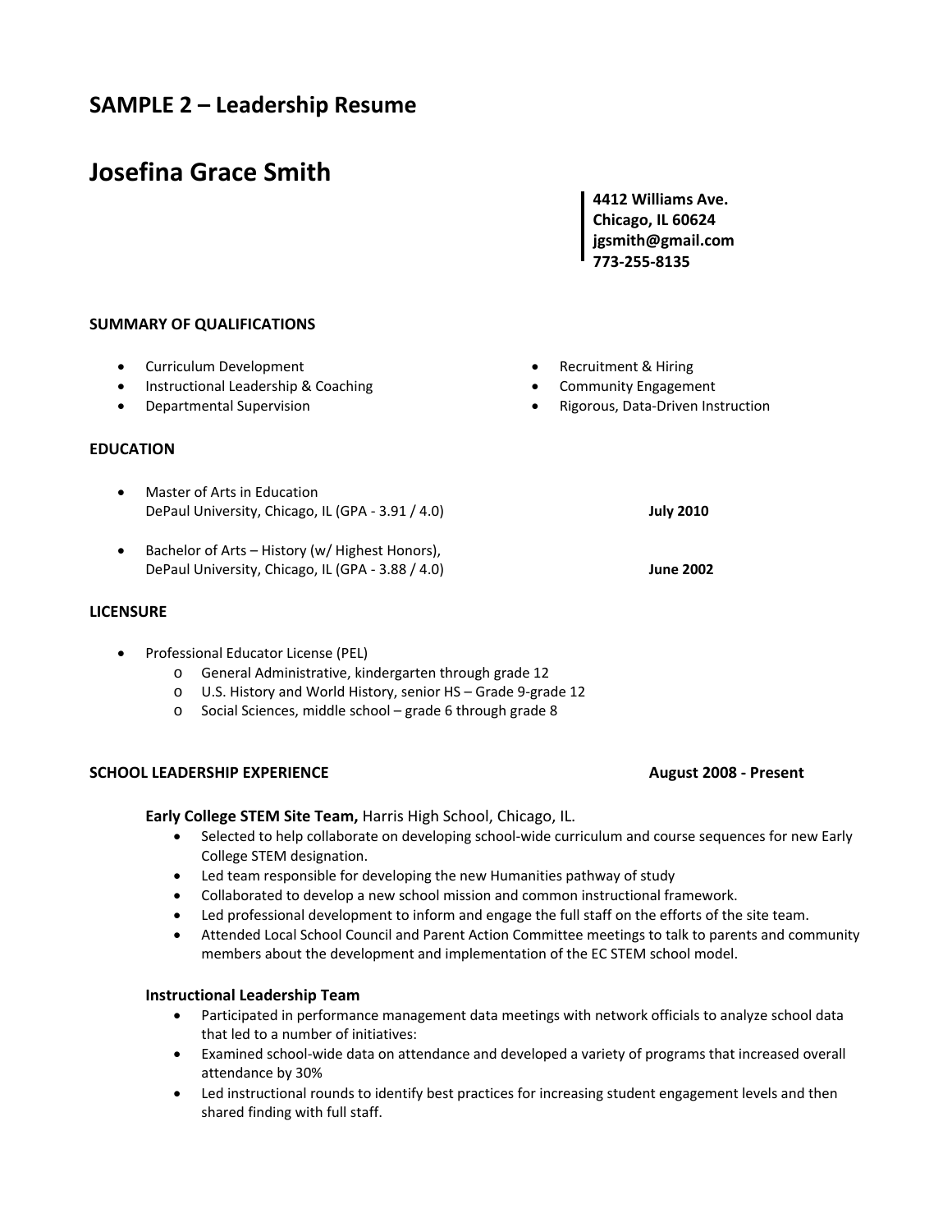## SAMPLE 2 – Leadership Resume

# Josefina Grace Smith

**4412 Williams Ave.**
**Chicago, IL 60624**
**jgsmith@gmail.com**
**773-255-8135**

### SUMMARY OF QUALIFICATIONS

- Curriculum Development
- Instructional Leadership & Coaching
- Departmental Supervision
- Recruitment & Hiring
- Community Engagement
- Rigorous, Data-Driven Instruction

### EDUCATION

- Master of Arts in Education
  DePaul University, Chicago, IL (GPA - 3.91 / 4.0) **July 2010**

- Bachelor of Arts – History (w/ Highest Honors),
  DePaul University, Chicago, IL (GPA - 3.88 / 4.0) **June 2002**

### LICENSURE

- Professional Educator License (PEL)
  - General Administrative, kindergarten through grade 12
  - U.S. History and World History, senior HS – Grade 9-grade 12
  - Social Sciences, middle school – grade 6 through grade 8

### SCHOOL LEADERSHIP EXPERIENCE **August 2008 - Present**

**Early College STEM Site Team,** Harris High School, Chicago, IL.

- Selected to help collaborate on developing school-wide curriculum and course sequences for new Early College STEM designation.
- Led team responsible for developing the new Humanities pathway of study
- Collaborated to develop a new school mission and common instructional framework.
- Led professional development to inform and engage the full staff on the efforts of the site team.
- Attended Local School Council and Parent Action Committee meetings to talk to parents and community members about the development and implementation of the EC STEM school model.

**Instructional Leadership Team**

- Participated in performance management data meetings with network officials to analyze school data that led to a number of initiatives:
- Examined school-wide data on attendance and developed a variety of programs that increased overall attendance by 30%
- Led instructional rounds to identify best practices for increasing student engagement levels and then shared finding with full staff.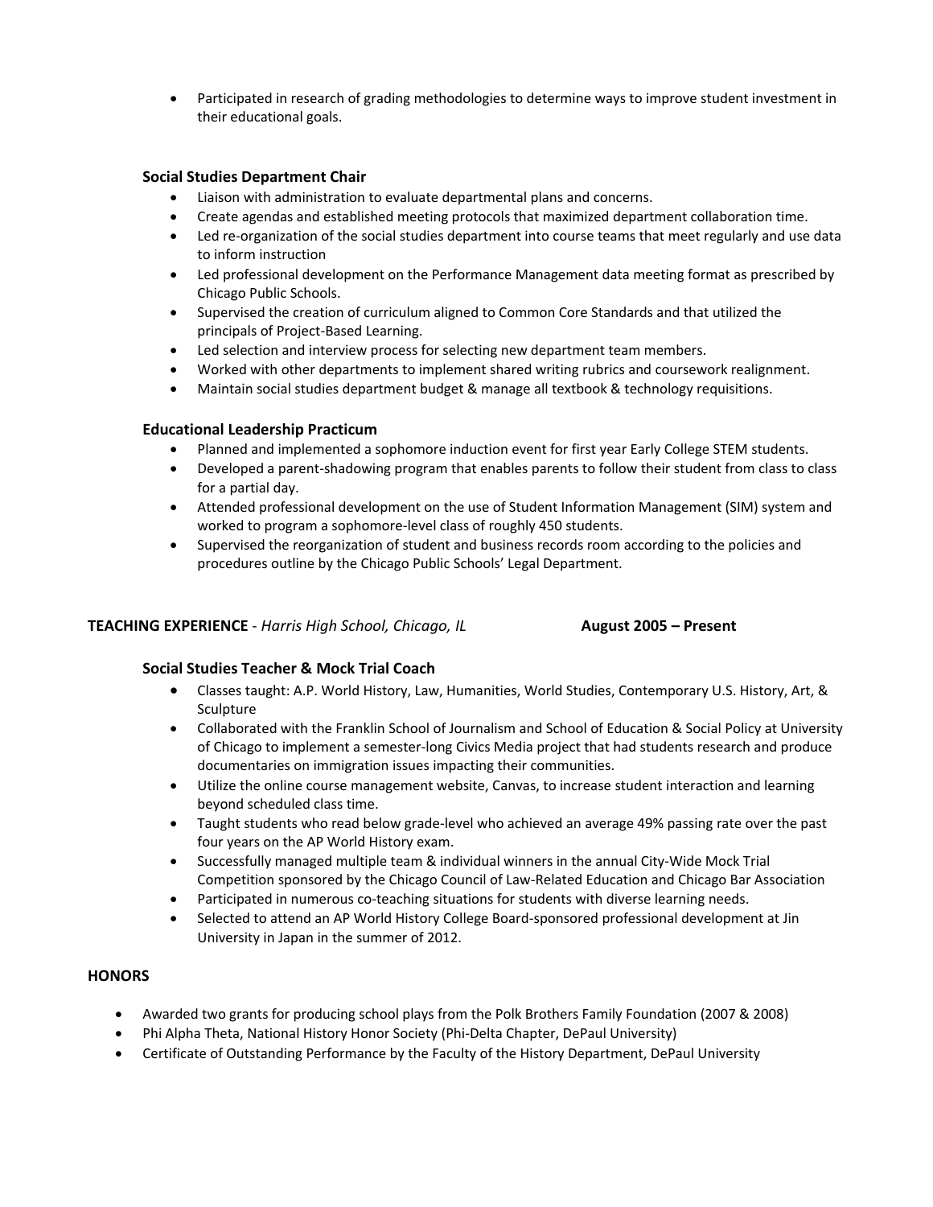- Participated in research of grading methodologies to determine ways to improve student investment in their educational goals.

### Social Studies Department Chair

- Liaison with administration to evaluate departmental plans and concerns.
- Create agendas and established meeting protocols that maximized department collaboration time.
- Led re-organization of the social studies department into course teams that meet regularly and use data to inform instruction
- Led professional development on the Performance Management data meeting format as prescribed by Chicago Public Schools.
- Supervised the creation of curriculum aligned to Common Core Standards and that utilized the principals of Project-Based Learning.
- Led selection and interview process for selecting new department team members.
- Worked with other departments to implement shared writing rubrics and coursework realignment.
- Maintain social studies department budget & manage all textbook & technology requisitions.

### Educational Leadership Practicum

- Planned and implemented a sophomore induction event for first year Early College STEM students.
- Developed a parent-shadowing program that enables parents to follow their student from class to class for a partial day.
- Attended professional development on the use of Student Information Management (SIM) system and worked to program a sophomore-level class of roughly 450 students.
- Supervised the reorganization of student and business records room according to the policies and procedures outline by the Chicago Public Schools' Legal Department.

## TEACHING EXPERIENCE - *Harris High School, Chicago, IL* — August 2005 – Present

### Social Studies Teacher & Mock Trial Coach

- Classes taught: A.P. World History, Law, Humanities, World Studies, Contemporary U.S. History, Art, & Sculpture
- Collaborated with the Franklin School of Journalism and School of Education & Social Policy at University of Chicago to implement a semester-long Civics Media project that had students research and produce documentaries on immigration issues impacting their communities.
- Utilize the online course management website, Canvas, to increase student interaction and learning beyond scheduled class time.
- Taught students who read below grade-level who achieved an average 49% passing rate over the past four years on the AP World History exam.
- Successfully managed multiple team & individual winners in the annual City-Wide Mock Trial Competition sponsored by the Chicago Council of Law-Related Education and Chicago Bar Association
- Participated in numerous co-teaching situations for students with diverse learning needs.
- Selected to attend an AP World History College Board-sponsored professional development at Jin University in Japan in the summer of 2012.

## HONORS

- Awarded two grants for producing school plays from the Polk Brothers Family Foundation (2007 & 2008)
- Phi Alpha Theta, National History Honor Society (Phi-Delta Chapter, DePaul University)
- Certificate of Outstanding Performance by the Faculty of the History Department, DePaul University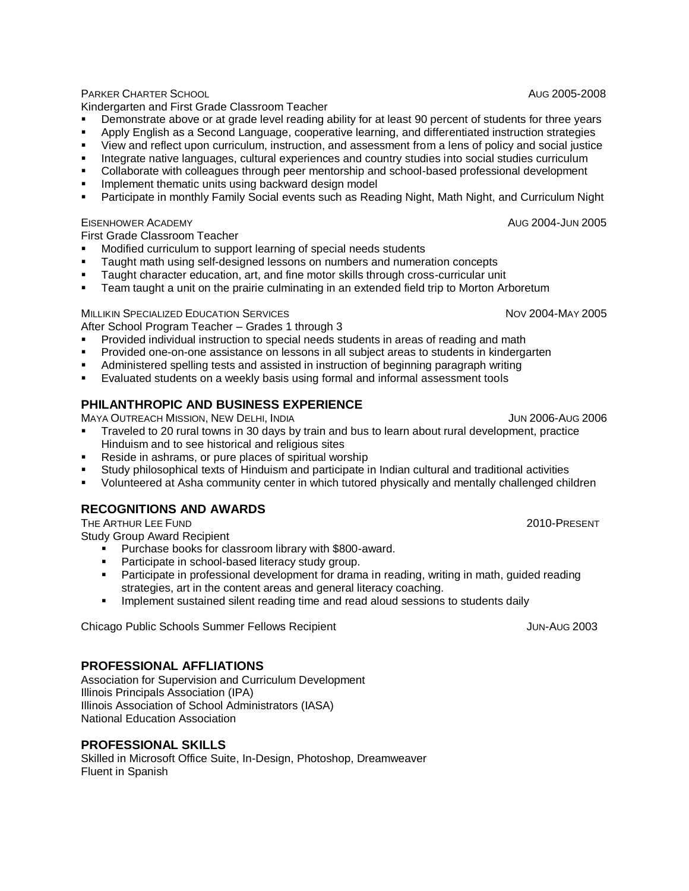PARKER CHARTER SCHOOL AUG 2005-2008

Kindergarten and First Grade Classroom Teacher

- Demonstrate above or at grade level reading ability for at least 90 percent of students for three years
- Apply English as a Second Language, cooperative learning, and differentiated instruction strategies
- View and reflect upon curriculum, instruction, and assessment from a lens of policy and social justice
- Integrate native languages, cultural experiences and country studies into social studies curriculum
- Collaborate with colleagues through peer mentorship and school-based professional development
- Implement thematic units using backward design model
- Participate in monthly Family Social events such as Reading Night, Math Night, and Curriculum Night

EISENHOWER ACADEMY AUG 2004-JUN 2005

First Grade Classroom Teacher

- Modified curriculum to support learning of special needs students
- Taught math using self-designed lessons on numbers and numeration concepts
- Taught character education, art, and fine motor skills through cross-curricular unit
- Team taught a unit on the prairie culminating in an extended field trip to Morton Arboretum

MILLIKIN SPECIALIZED EDUCATION SERVICES NOV 2004-MAY 2005

After School Program Teacher – Grades 1 through 3

- Provided individual instruction to special needs students in areas of reading and math
- Provided one-on-one assistance on lessons in all subject areas to students in kindergarten
- Administered spelling tests and assisted in instruction of beginning paragraph writing
- Evaluated students on a weekly basis using formal and informal assessment tools

## PHILANTHROPIC AND BUSINESS EXPERIENCE

MAYA OUTREACH MISSION, NEW DELHI, INDIA JUN 2006-AUG 2006

- Traveled to 20 rural towns in 30 days by train and bus to learn about rural development, practice Hinduism and to see historical and religious sites
- Reside in ashrams, or pure places of spiritual worship
- Study philosophical texts of Hinduism and participate in Indian cultural and traditional activities
- Volunteered at Asha community center in which tutored physically and mentally challenged children

## RECOGNITIONS AND AWARDS

THE ARTHUR LEE FUND 2010-PRESENT

Study Group Award Recipient

- Purchase books for classroom library with $800-award.
- Participate in school-based literacy study group.
- Participate in professional development for drama in reading, writing in math, guided reading strategies, art in the content areas and general literacy coaching.
- Implement sustained silent reading time and read aloud sessions to students daily

Chicago Public Schools Summer Fellows Recipient JUN-AUG 2003

## PROFESSIONAL AFFLIATIONS

Association for Supervision and Curriculum Development
Illinois Principals Association (IPA)
Illinois Association of School Administrators (IASA)
National Education Association

## PROFESSIONAL SKILLS

Skilled in Microsoft Office Suite, In-Design, Photoshop, Dreamweaver
Fluent in Spanish